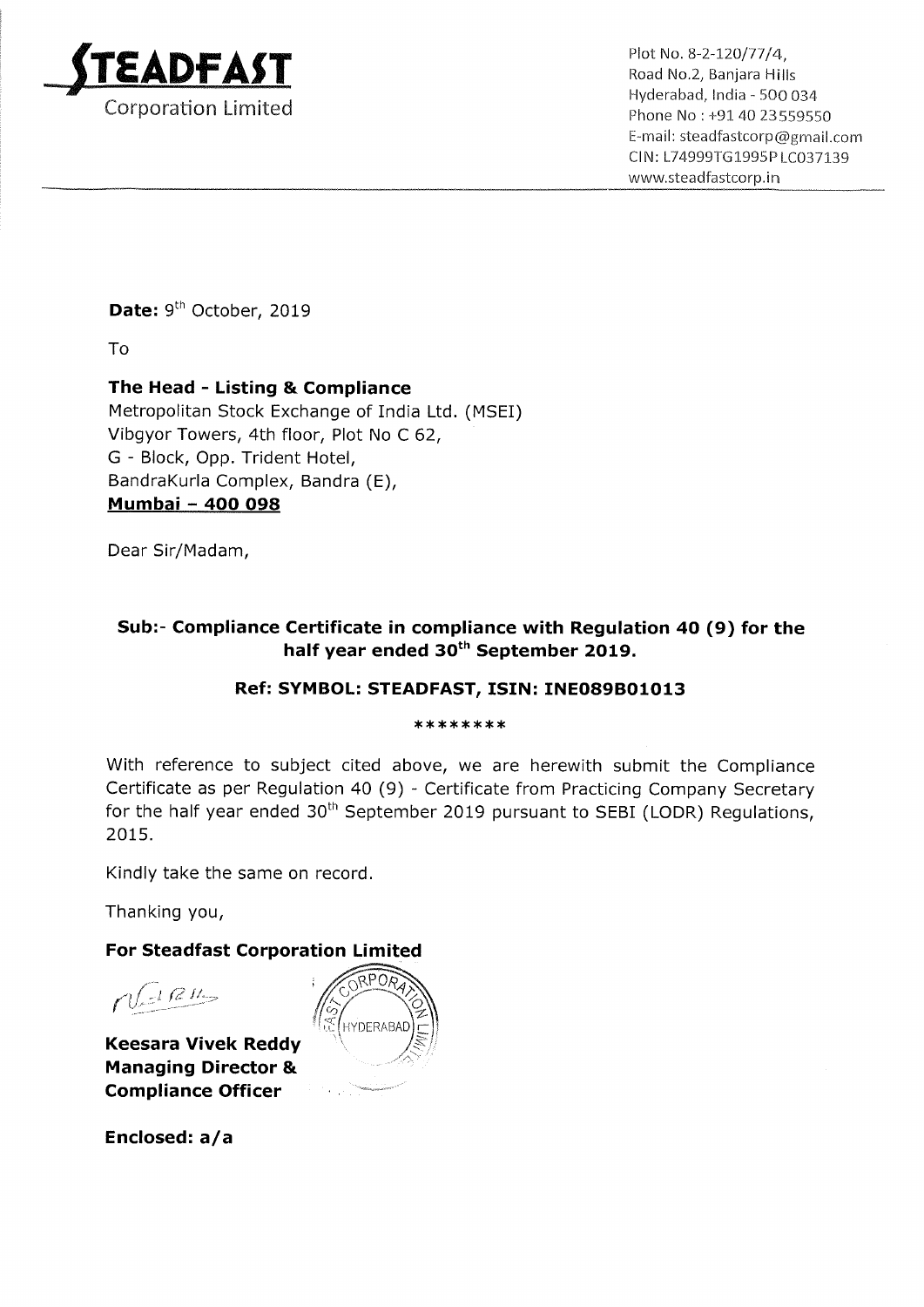**STEADFAST**
Corporation Limited

Plot No. 8-2-120/77/4,
Road No.2, Banjara Hills
Hyderabad, India - 500 034
Phone No : +91 40 23559550
E-mail: steadfastcorp@gmail.com
CIN: L74999TG1995PLC037139
www.steadfastcorp.in

**Date:** 9th October, 2019

To

**The Head - Listing & Compliance**
Metropolitan Stock Exchange of India Ltd. (MSEI)
Vibgyor Towers, 4th floor, Plot No C 62,
G - Block, Opp. Trident Hotel,
BandraKurla Complex, Bandra (E),
**Mumbai – 400 098**

Dear Sir/Madam,

**Sub:- Compliance Certificate in compliance with Regulation 40 (9) for the half year ended 30th September 2019.**

**Ref: SYMBOL: STEADFAST, ISIN: INE089B01013**

********

With reference to subject cited above, we are herewith submit the Compliance Certificate as per Regulation 40 (9) - Certificate from Practicing Company Secretary for the half year ended 30th September 2019 pursuant to SEBI (LODR) Regulations, 2015.

Kindly take the same on record.

Thanking you,

**For Steadfast Corporation Limited**

**Keesara Vivek Reddy**
**Managing Director &**
**Compliance Officer**

**Enclosed: a/a**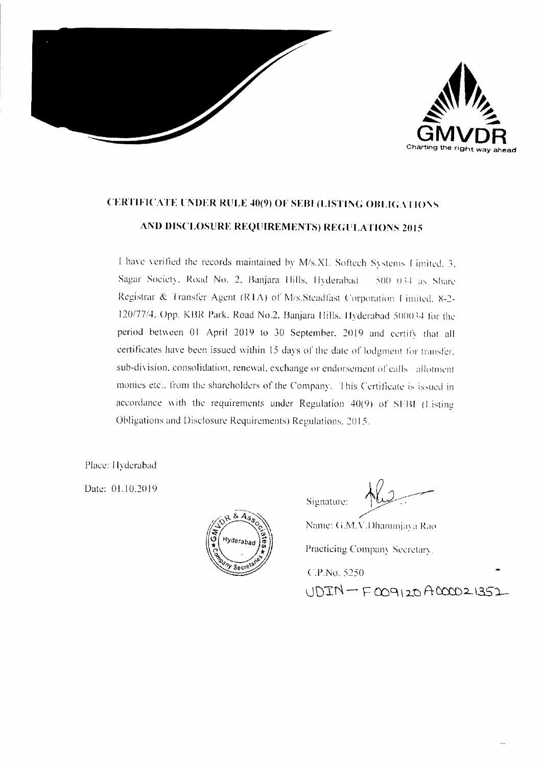GMVDR

Charting the right way ahead

## CERTIFICATE UNDER RULE 40(9) OF SEBI (LISTING OBLIGATIONS AND DISCLOSURE REQUIREMENTS) REGULATIONS 2015

I have verified the records maintained by M/s.XL Softech Systems Limited, 3, Sagar Society, Road No. 2, Banjara Hills, Hyderabad - 500 034 as Share Registrar & Transfer Agent (RTA) of M/s.Steadfast Corporation Limited, 8-2-120/77/4, Opp. KBR Park, Road No.2, Banjara Hills, Hyderabad 500034 for the period between 01 April 2019 to 30 September, 2019 and certify that all certificates have been issued within 15 days of the date of lodgment for transfer, sub-division, consolidation, renewal, exchange or endorsement of calls / allotment monies etc., from the shareholders of the Company. This Certificate is issued in accordance with the requirements under Regulation 40(9) of SEBI (Listing Obligations and Disclosure Requirements) Regulations, 2015.

Place: Hyderabad

Date: 01.10.2019

Signature:

Name: G.M.V.Dhanunjaya Rao

Practicing Company Secretary.

C.P.No. 5250

UDIN – F009120A000021352